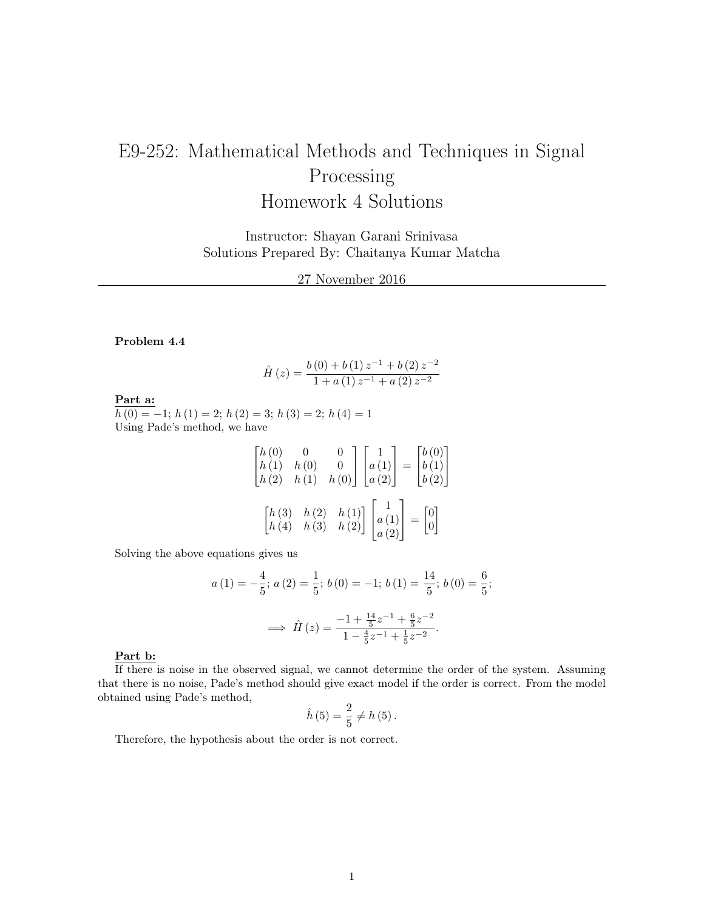# E9-252: Mathematical Methods and Techniques in Signal Processing
# Homework 4 Solutions

Instructor: Shayan Garani Srinivasa
Solutions Prepared By: Chaitanya Kumar Matcha

27 November 2016

---

**Problem 4.4**

$$\hat{H}(z) = \frac{b(0) + b(1) z^{-1} + b(2) z^{-2}}{1 + a(1) z^{-1} + a(2) z^{-2}}$$

**Part a:**

$h(0) = -1$; $h(1) = 2$; $h(2) = 3$; $h(3) = 2$; $h(4) = 1$

Using Pade's method, we have

$$\begin{bmatrix} h(0) & 0 & 0 \\ h(1) & h(0) & 0 \\ h(2) & h(1) & h(0) \end{bmatrix} \begin{bmatrix} 1 \\ a(1) \\ a(2) \end{bmatrix} = \begin{bmatrix} b(0) \\ b(1) \\ b(2) \end{bmatrix}$$

$$\begin{bmatrix} h(3) & h(2) & h(1) \\ h(4) & h(3) & h(2) \end{bmatrix} \begin{bmatrix} 1 \\ a(1) \\ a(2) \end{bmatrix} = \begin{bmatrix} 0 \\ 0 \end{bmatrix}$$

Solving the above equations gives us

$$a(1) = -\frac{4}{5};\ a(2) = \frac{1}{5};\ b(0) = -1;\ b(1) = \frac{14}{5};\ b(0) = \frac{6}{5};$$

$$\implies \hat{H}(z) = \frac{-1 + \frac{14}{5} z^{-1} + \frac{6}{5} z^{-2}}{1 - \frac{4}{5} z^{-1} + \frac{1}{5} z^{-2}}.$$

**Part b:**

If there is noise in the observed signal, we cannot determine the order of the system. Assuming that there is no noise, Pade's method should give exact model if the order is correct. From the model obtained using Pade's method,

$$\hat{h}(5) = \frac{2}{5} \neq h(5).$$

Therefore, the hypothesis about the order is not correct.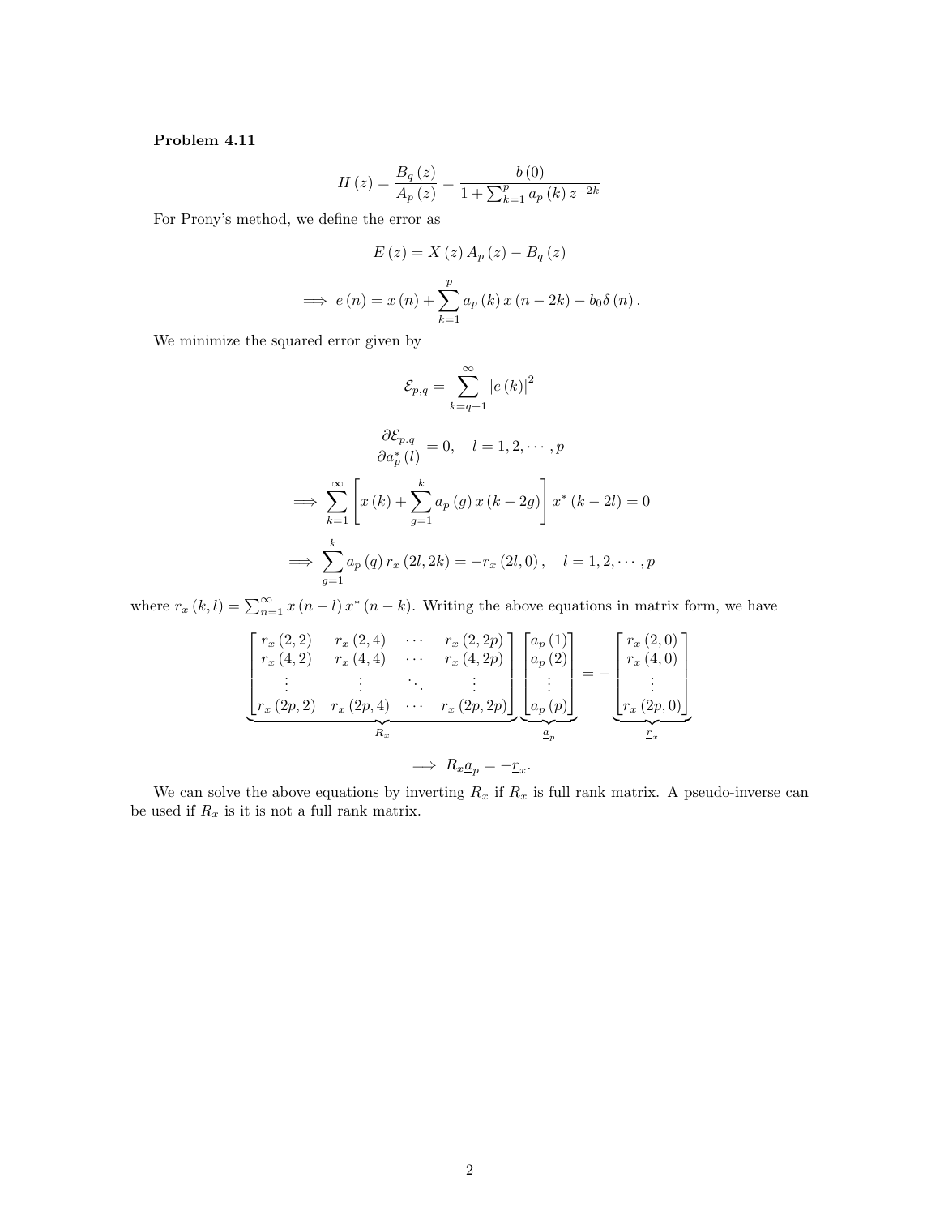**Problem 4.11**

$$H(z) = \frac{B_q(z)}{A_p(z)} = \frac{b(0)}{1 + \sum_{k=1}^{p} a_p(k) z^{-2k}}$$

For Prony's method, we define the error as

$$E(z) = X(z) A_p(z) - B_q(z)$$

$$\implies e(n) = x(n) + \sum_{k=1}^{p} a_p(k) x(n-2k) - b_0 \delta(n).$$

We minimize the squared error given by

$$\mathcal{E}_{p,q} = \sum_{k=q+1}^{\infty} |e(k)|^2$$

$$\frac{\partial \mathcal{E}_{p,q}}{\partial a_p^*(l)} = 0, \quad l = 1, 2, \cdots, p$$

$$\implies \sum_{k=1}^{\infty} \left[ x(k) + \sum_{g=1}^{k} a_p(g) x(k-2g) \right] x^*(k-2l) = 0$$

$$\implies \sum_{g=1}^{k} a_p(q) r_x(2l, 2k) = -r_x(2l, 0), \quad l = 1, 2, \cdots, p$$

where $r_x(k,l) = \sum_{n=1}^{\infty} x(n-l) x^*(n-k)$. Writing the above equations in matrix form, we have

$$\underbrace{\begin{bmatrix} r_x(2,2) & r_x(2,4) & \cdots & r_x(2,2p) \\ r_x(4,2) & r_x(4,4) & \cdots & r_x(4,2p) \\ \vdots & \vdots & \ddots & \vdots \\ r_x(2p,2) & r_x(2p,4) & \cdots & r_x(2p,2p) \end{bmatrix}}_{R_x} \underbrace{\begin{bmatrix} a_p(1) \\ a_p(2) \\ \vdots \\ a_p(p) \end{bmatrix}}_{\underline{a}_p} = - \underbrace{\begin{bmatrix} r_x(2,0) \\ r_x(4,0) \\ \vdots \\ r_x(2p,0) \end{bmatrix}}_{\underline{r}_x}$$

$$\implies R_x \underline{a}_p = -\underline{r}_x.$$

We can solve the above equations by inverting $R_x$ if $R_x$ is full rank matrix. A pseudo-inverse can be used if $R_x$ is it is not a full rank matrix.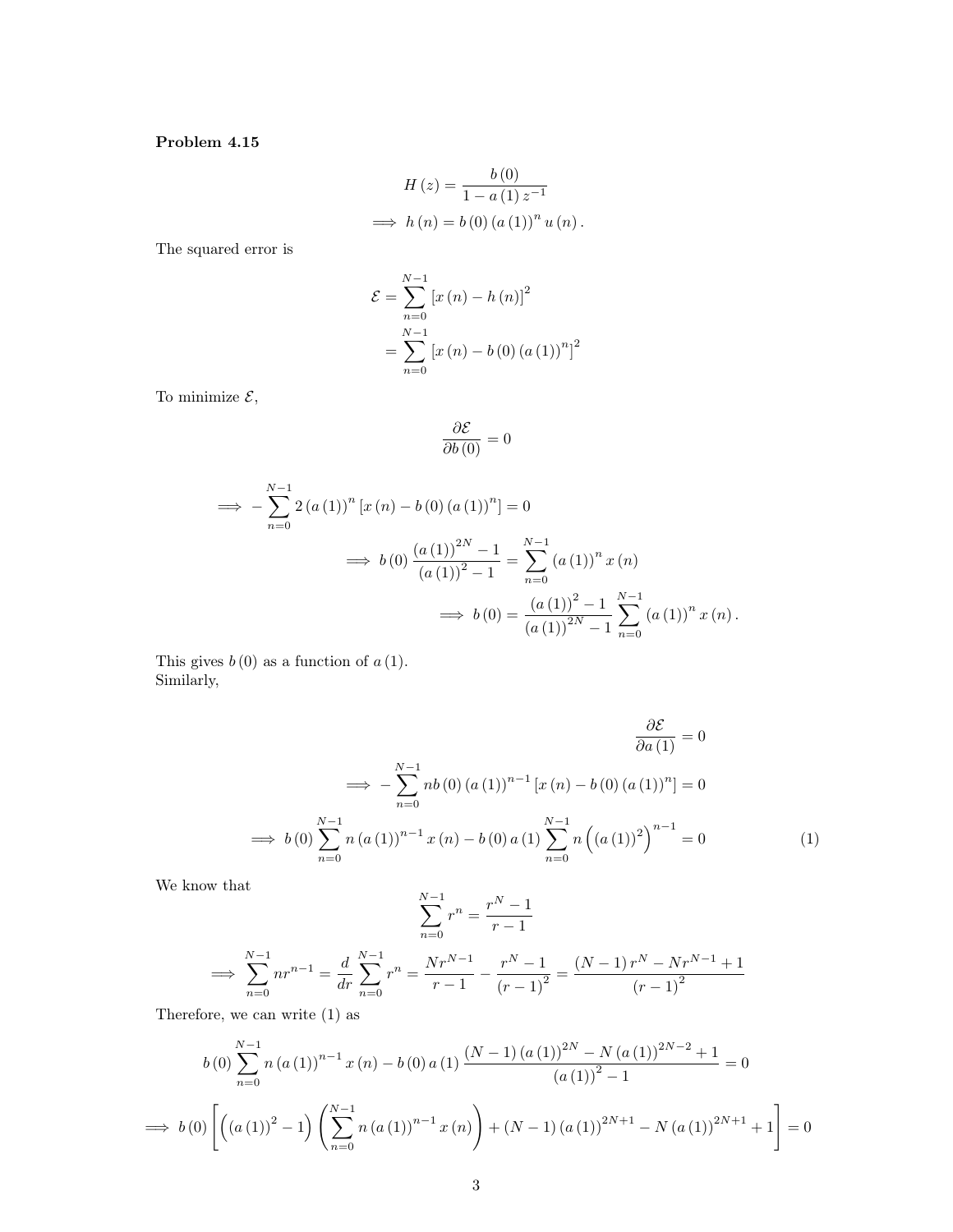**Problem 4.15**

$$H(z) = \frac{b(0)}{1 - a(1) z^{-1}}$$

$$\implies h(n) = b(0)(a(1))^n u(n).$$

The squared error is

$$\mathcal{E} = \sum_{n=0}^{N-1} [x(n) - h(n)]^2$$

$$= \sum_{n=0}^{N-1} [x(n) - b(0)(a(1))^n]^2$$

To minimize $\mathcal{E}$,

$$\frac{\partial \mathcal{E}}{\partial b(0)} = 0$$

$$\implies -\sum_{n=0}^{N-1} 2(a(1))^n [x(n) - b(0)(a(1))^n] = 0$$

$$\implies b(0)\frac{(a(1))^{2N} - 1}{(a(1))^2 - 1} = \sum_{n=0}^{N-1} (a(1))^n x(n)$$

$$\implies b(0) = \frac{(a(1))^2 - 1}{(a(1))^{2N} - 1} \sum_{n=0}^{N-1} (a(1))^n x(n).$$

This gives $b(0)$ as a function of $a(1)$.
Similarly,

$$\frac{\partial \mathcal{E}}{\partial a(1)} = 0$$

$$\implies -\sum_{n=0}^{N-1} n b(0)(a(1))^{n-1} [x(n) - b(0)(a(1))^n] = 0$$

$$\implies b(0)\sum_{n=0}^{N-1} n(a(1))^{n-1} x(n) - b(0)a(1)\sum_{n=0}^{N-1} n\left((a(1))^2\right)^{n-1} = 0 \tag{1}$$

We know that

$$\sum_{n=0}^{N-1} r^n = \frac{r^N - 1}{r - 1}$$

$$\implies \sum_{n=0}^{N-1} n r^{n-1} = \frac{d}{dr}\sum_{n=0}^{N-1} r^n = \frac{N r^{N-1}}{r - 1} - \frac{r^N - 1}{(r-1)^2} = \frac{(N-1)r^N - N r^{N-1} + 1}{(r-1)^2}$$

Therefore, we can write (1) as

$$b(0)\sum_{n=0}^{N-1} n(a(1))^{n-1} x(n) - b(0)a(1)\frac{(N-1)(a(1))^{2N} - N(a(1))^{2N-2} + 1}{(a(1))^2 - 1} = 0$$

$$\implies b(0)\left[\left((a(1))^2 - 1\right)\left(\sum_{n=0}^{N-1} n(a(1))^{n-1} x(n)\right) + (N-1)(a(1))^{2N+1} - N(a(1))^{2N+1} + 1\right] = 0$$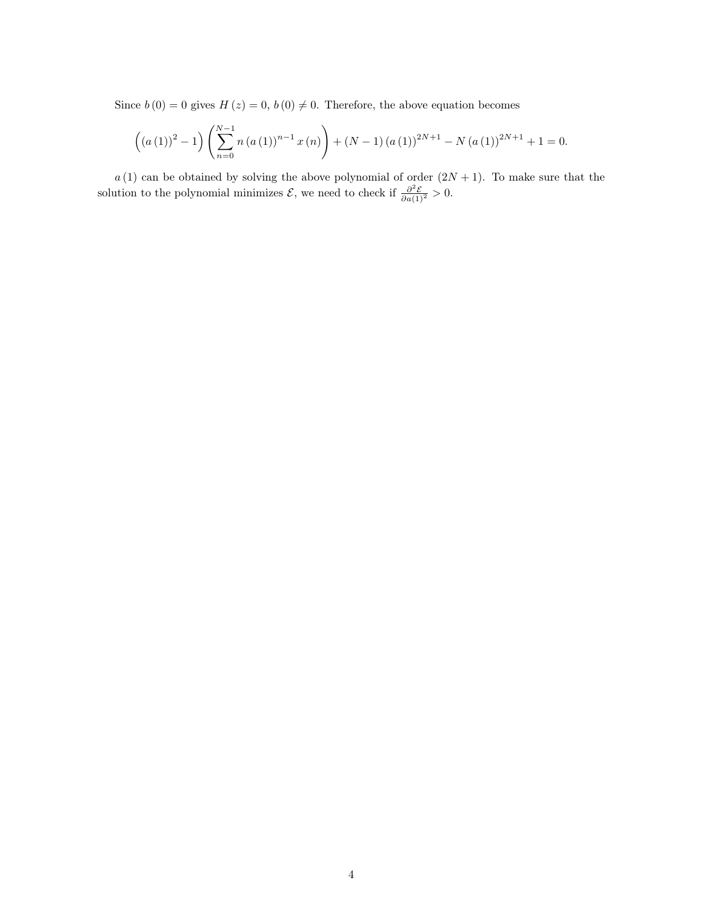Since $b(0) = 0$ gives $H(z) = 0$, $b(0) \neq 0$. Therefore, the above equation becomes

$$\left((a(1))^2 - 1\right)\left(\sum_{n=0}^{N-1} n\,(a(1))^{n-1}\,x(n)\right) + (N-1)\,(a(1))^{2N+1} - N\,(a(1))^{2N+1} + 1 = 0.$$

$a(1)$ can be obtained by solving the above polynomial of order $(2N+1)$. To make sure that the solution to the polynomial minimizes $\mathcal{E}$, we need to check if $\frac{\partial^2 \mathcal{E}}{\partial a(1)^2} > 0$.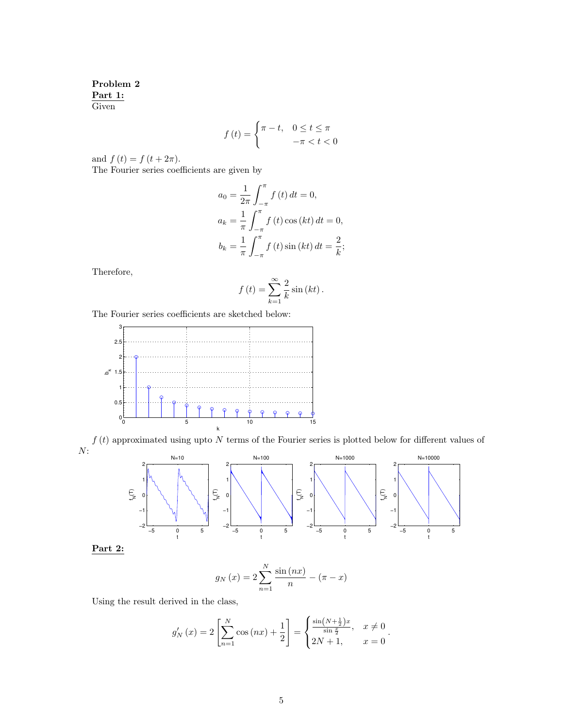**Problem 2**

**Part 1:**

Given

$$f(t) = \begin{cases} \pi - t, & 0 \le t \le \pi \\ & -\pi < t < 0 \end{cases}$$

and $f(t) = f(t + 2\pi)$.

The Fourier series coefficients are given by

$$a_0 = \frac{1}{2\pi}\int_{-\pi}^{\pi} f(t)\,dt = 0,$$

$$a_k = \frac{1}{\pi}\int_{-\pi}^{\pi} f(t)\cos(kt)\,dt = 0,$$

$$b_k = \frac{1}{\pi}\int_{-\pi}^{\pi} f(t)\sin(kt)\,dt = \frac{2}{k};$$

Therefore,

$$f(t) = \sum_{k=1}^{\infty} \frac{2}{k}\sin(kt).$$

The Fourier series coefficients are sketched below:

$f(t)$ approximated using upto $N$ terms of the Fourier series is plotted below for different values of $N$:

**Part 2:**

$$g_N(x) = 2\sum_{n=1}^{N} \frac{\sin(nx)}{n} - (\pi - x)$$

Using the result derived in the class,

$$g_N'(x) = 2\left[\sum_{n=1}^{N} \cos(nx) + \frac{1}{2}\right] = \begin{cases} \frac{\sin\left(N+\frac{1}{2}\right)x}{\sin\frac{x}{2}}, & x \ne 0 \\ 2N+1, & x = 0 \end{cases}.$$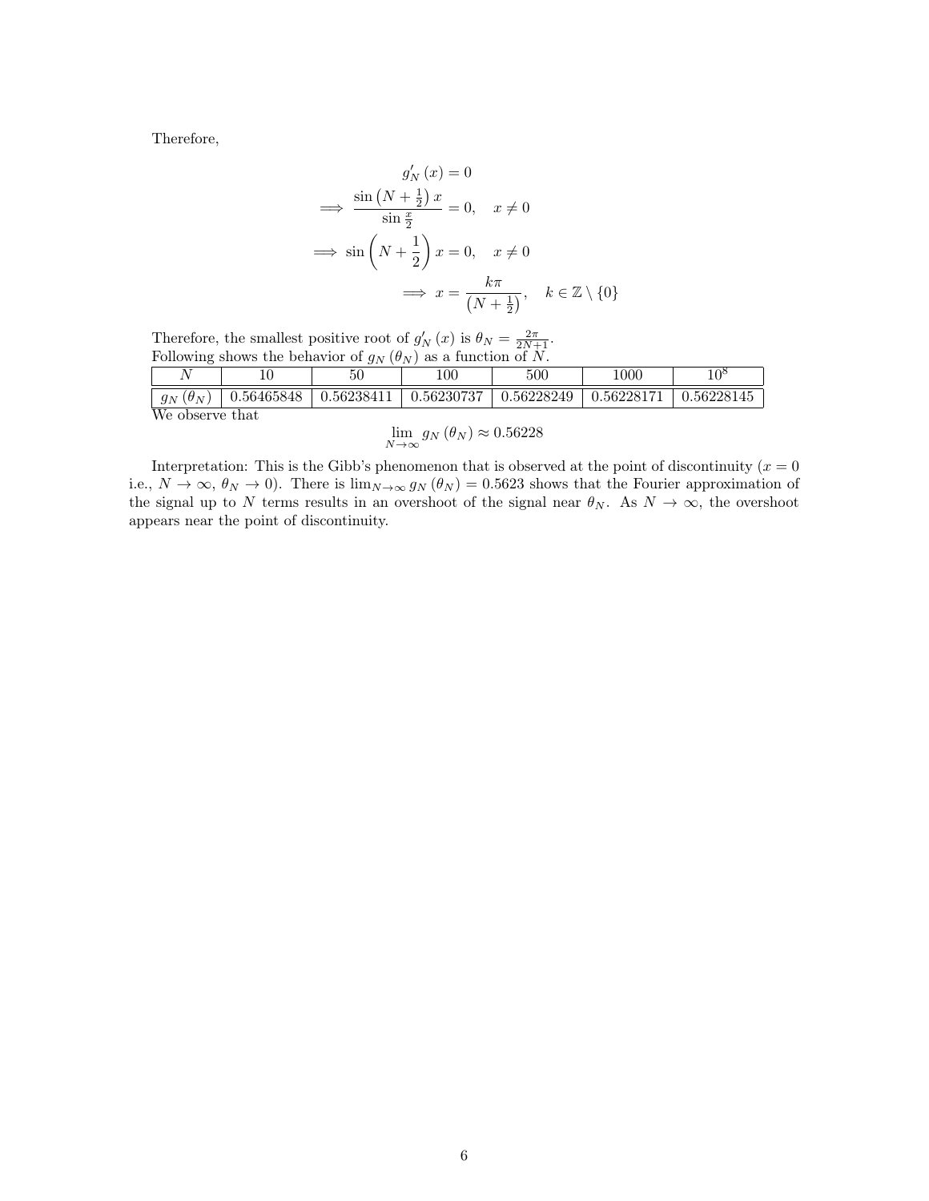Therefore,

$$
\begin{aligned}
& g_N'(x) = 0 \\
\implies & \frac{\sin\left(N+\frac{1}{2}\right)x}{\sin\frac{x}{2}} = 0, \quad x \neq 0 \\
\implies & \sin\left(N+\frac{1}{2}\right)x = 0, \quad x \neq 0 \\
& \implies x = \frac{k\pi}{\left(N+\frac{1}{2}\right)}, \quad k \in \mathbb{Z}\setminus\{0\}
\end{aligned}
$$

Therefore, the smallest positive root of $g_N'(x)$ is $\theta_N = \frac{2\pi}{2N+1}$.
Following shows the behavior of $g_N(\theta_N)$ as a function of $N$.

| $N$ | 10 | 50 | 100 | 500 | 1000 | $10^8$ |
|---|---|---|---|---|---|---|
| $g_N(\theta_N)$ | 0.56465848 | 0.56238411 | 0.56230737 | 0.56228249 | 0.56228171 | 0.56228145 |

We observe that

$$\lim_{N\to\infty} g_N(\theta_N) \approx 0.56228$$

Interpretation: This is the Gibb's phenomenon that is observed at the point of discontinuity ($x = 0$ i.e., $N \to \infty$, $\theta_N \to 0$). There is $\lim_{N\to\infty} g_N(\theta_N) = 0.5623$ shows that the Fourier approximation of the signal up to $N$ terms results in an overshoot of the signal near $\theta_N$. As $N \to \infty$, the overshoot appears near the point of discontinuity.